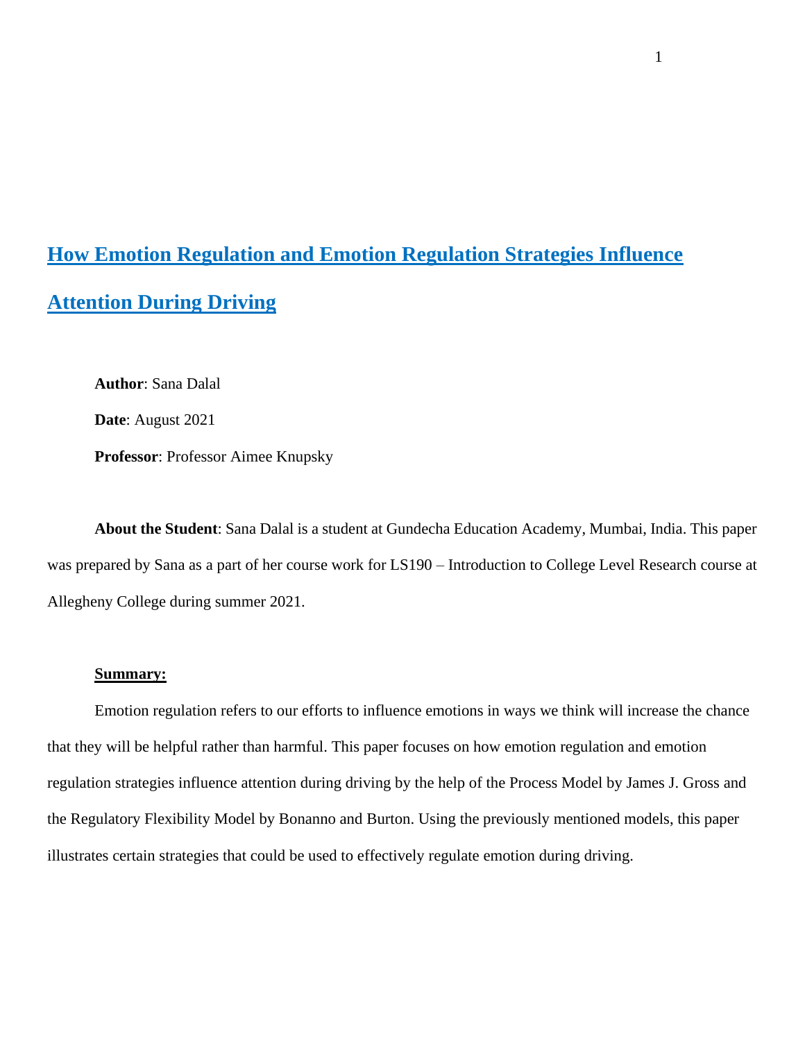# How Emotion Regulation and Emotion Regulation Strategies Influence Attention During Driving

**Author**: Sana Dalal

**Date**: August 2021

**Professor**: Professor Aimee Knupsky

**About the Student**: Sana Dalal is a student at Gundecha Education Academy, Mumbai, India. This paper was prepared by Sana as a part of her course work for LS190 – Introduction to College Level Research course at Allegheny College during summer 2021.

## Summary:

Emotion regulation refers to our efforts to influence emotions in ways we think will increase the chance that they will be helpful rather than harmful. This paper focuses on how emotion regulation and emotion regulation strategies influence attention during driving by the help of the Process Model by James J. Gross and the Regulatory Flexibility Model by Bonanno and Burton. Using the previously mentioned models, this paper illustrates certain strategies that could be used to effectively regulate emotion during driving.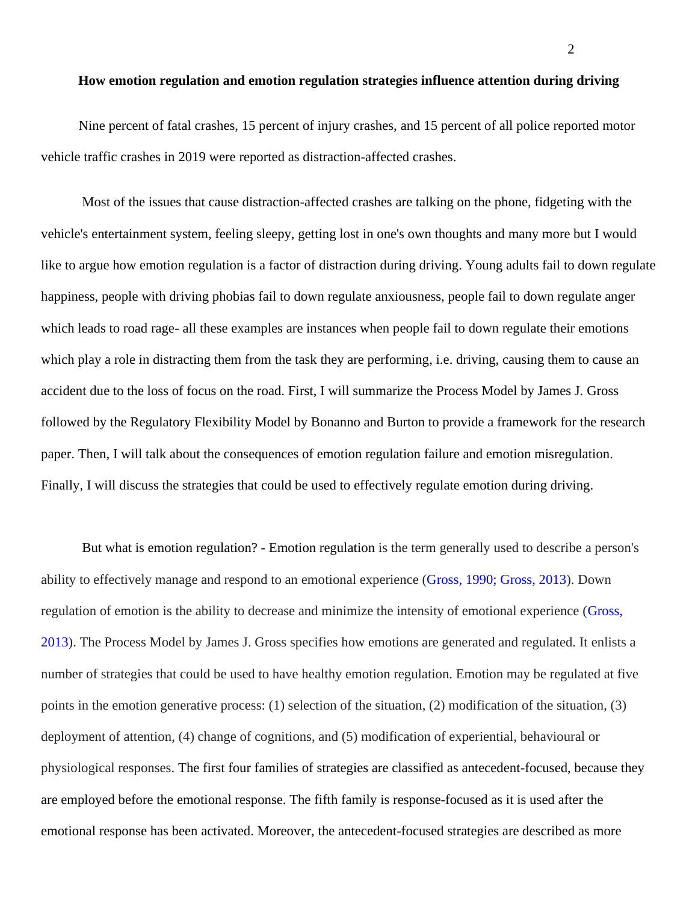**How emotion regulation and emotion regulation strategies influence attention during driving**

Nine percent of fatal crashes, 15 percent of injury crashes, and 15 percent of all police reported motor vehicle traffic crashes in 2019 were reported as distraction-affected crashes.

Most of the issues that cause distraction-affected crashes are talking on the phone, fidgeting with the vehicle's entertainment system, feeling sleepy, getting lost in one's own thoughts and many more but I would like to argue how emotion regulation is a factor of distraction during driving. Young adults fail to down regulate happiness, people with driving phobias fail to down regulate anxiousness, people fail to down regulate anger which leads to road rage- all these examples are instances when people fail to down regulate their emotions which play a role in distracting them from the task they are performing, i.e. driving, causing them to cause an accident due to the loss of focus on the road. First, I will summarize the Process Model by James J. Gross followed by the Regulatory Flexibility Model by Bonanno and Burton to provide a framework for the research paper. Then, I will talk about the consequences of emotion regulation failure and emotion misregulation. Finally, I will discuss the strategies that could be used to effectively regulate emotion during driving.

But what is emotion regulation? - Emotion regulation is the term generally used to describe a person's ability to effectively manage and respond to an emotional experience (Gross, 1990; Gross, 2013). Down regulation of emotion is the ability to decrease and minimize the intensity of emotional experience (Gross, 2013). The Process Model by James J. Gross specifies how emotions are generated and regulated. It enlists a number of strategies that could be used to have healthy emotion regulation. Emotion may be regulated at five points in the emotion generative process: (1) selection of the situation, (2) modification of the situation, (3) deployment of attention, (4) change of cognitions, and (5) modification of experiential, behavioural or physiological responses. The first four families of strategies are classified as antecedent-focused, because they are employed before the emotional response. The fifth family is response-focused as it is used after the emotional response has been activated. Moreover, the antecedent-focused strategies are described as more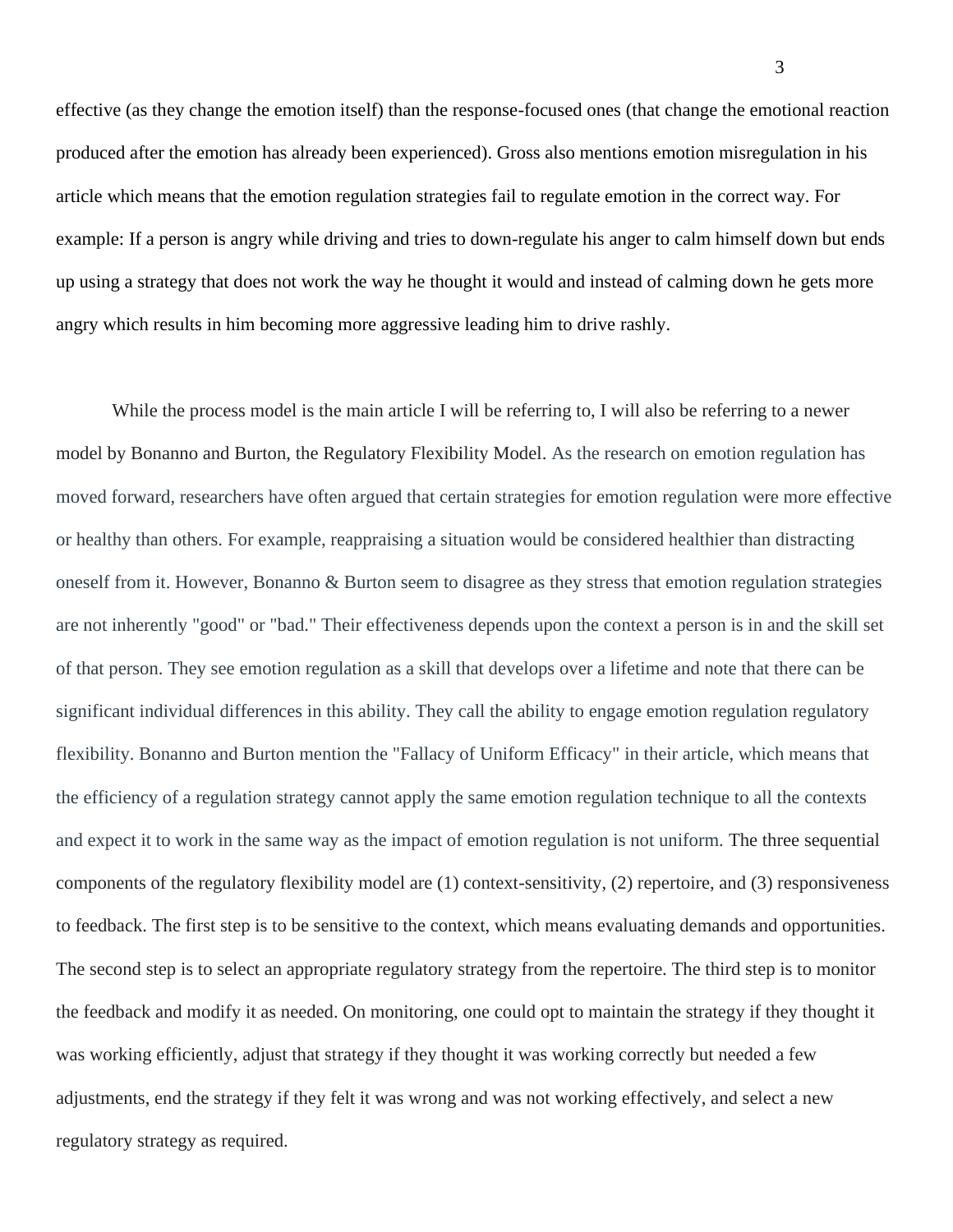effective (as they change the emotion itself) than the response-focused ones (that change the emotional reaction produced after the emotion has already been experienced). Gross also mentions emotion misregulation in his article which means that the emotion regulation strategies fail to regulate emotion in the correct way. For example: If a person is angry while driving and tries to down-regulate his anger to calm himself down but ends up using a strategy that does not work the way he thought it would and instead of calming down he gets more angry which results in him becoming more aggressive leading him to drive rashly.

While the process model is the main article I will be referring to, I will also be referring to a newer model by Bonanno and Burton, the Regulatory Flexibility Model. As the research on emotion regulation has moved forward, researchers have often argued that certain strategies for emotion regulation were more effective or healthy than others. For example, reappraising a situation would be considered healthier than distracting oneself from it. However, Bonanno & Burton seem to disagree as they stress that emotion regulation strategies are not inherently "good" or "bad." Their effectiveness depends upon the context a person is in and the skill set of that person. They see emotion regulation as a skill that develops over a lifetime and note that there can be significant individual differences in this ability. They call the ability to engage emotion regulation regulatory flexibility. Bonanno and Burton mention the "Fallacy of Uniform Efficacy" in their article, which means that the efficiency of a regulation strategy cannot apply the same emotion regulation technique to all the contexts and expect it to work in the same way as the impact of emotion regulation is not uniform. The three sequential components of the regulatory flexibility model are (1) context-sensitivity, (2) repertoire, and (3) responsiveness to feedback. The first step is to be sensitive to the context, which means evaluating demands and opportunities. The second step is to select an appropriate regulatory strategy from the repertoire. The third step is to monitor the feedback and modify it as needed. On monitoring, one could opt to maintain the strategy if they thought it was working efficiently, adjust that strategy if they thought it was working correctly but needed a few adjustments, end the strategy if they felt it was wrong and was not working effectively, and select a new regulatory strategy as required.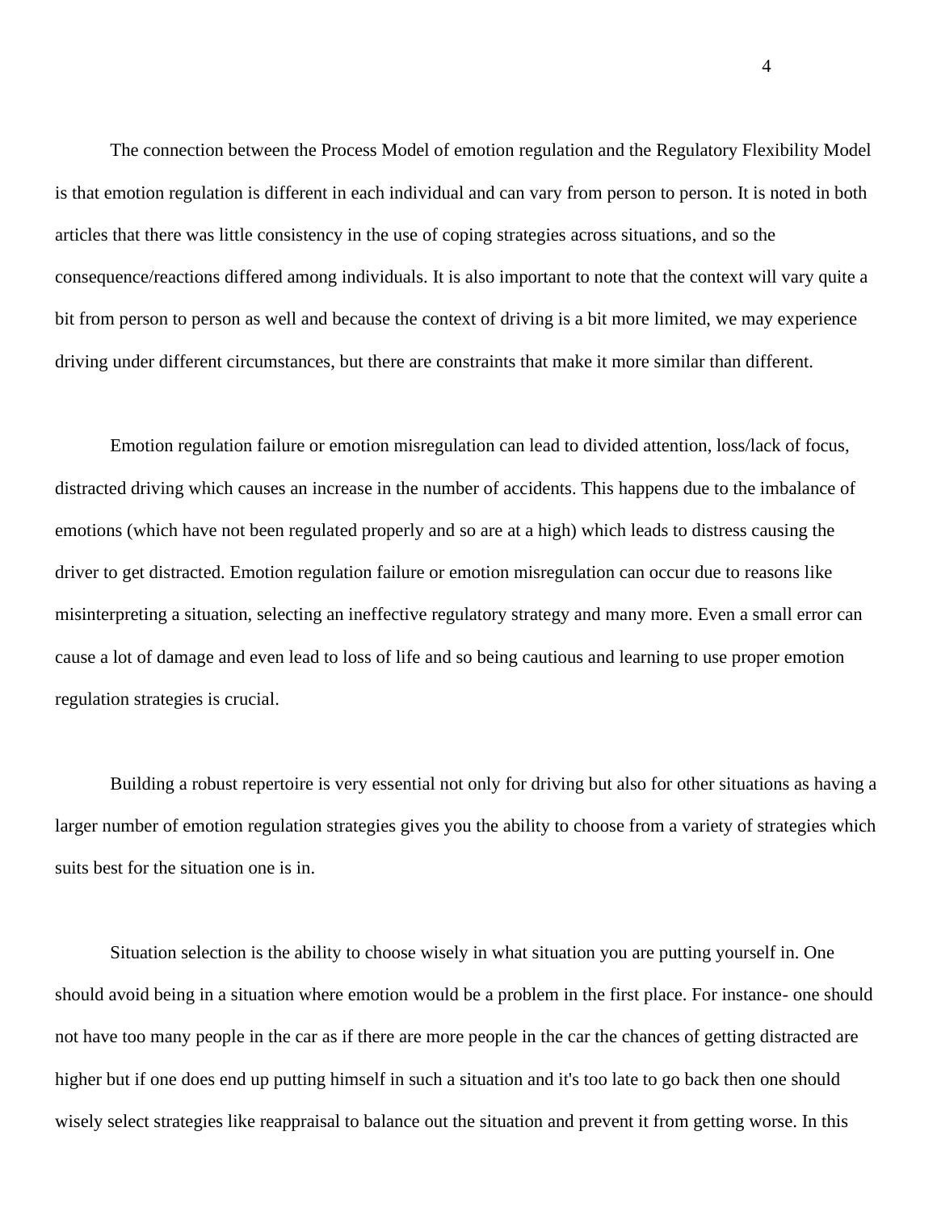The connection between the Process Model of emotion regulation and the Regulatory Flexibility Model is that emotion regulation is different in each individual and can vary from person to person. It is noted in both articles that there was little consistency in the use of coping strategies across situations, and so the consequence/reactions differed among individuals. It is also important to note that the context will vary quite a bit from person to person as well and because the context of driving is a bit more limited, we may experience driving under different circumstances, but there are constraints that make it more similar than different.

Emotion regulation failure or emotion misregulation can lead to divided attention, loss/lack of focus, distracted driving which causes an increase in the number of accidents. This happens due to the imbalance of emotions (which have not been regulated properly and so are at a high) which leads to distress causing the driver to get distracted. Emotion regulation failure or emotion misregulation can occur due to reasons like misinterpreting a situation, selecting an ineffective regulatory strategy and many more. Even a small error can cause a lot of damage and even lead to loss of life and so being cautious and learning to use proper emotion regulation strategies is crucial.

Building a robust repertoire is very essential not only for driving but also for other situations as having a larger number of emotion regulation strategies gives you the ability to choose from a variety of strategies which suits best for the situation one is in.

Situation selection is the ability to choose wisely in what situation you are putting yourself in. One should avoid being in a situation where emotion would be a problem in the first place. For instance- one should not have too many people in the car as if there are more people in the car the chances of getting distracted are higher but if one does end up putting himself in such a situation and it's too late to go back then one should wisely select strategies like reappraisal to balance out the situation and prevent it from getting worse. In this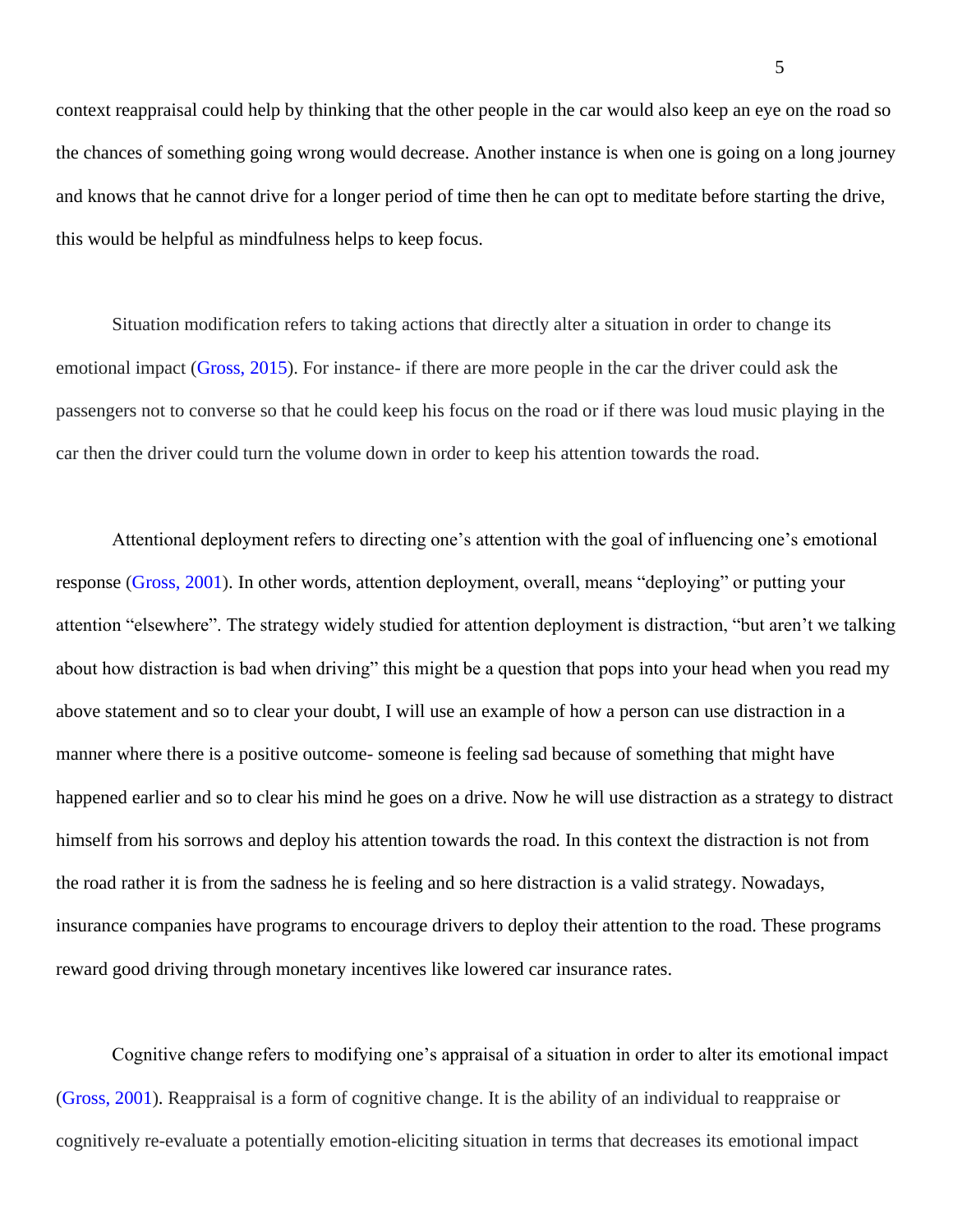context reappraisal could help by thinking that the other people in the car would also keep an eye on the road so the chances of something going wrong would decrease. Another instance is when one is going on a long journey and knows that he cannot drive for a longer period of time then he can opt to meditate before starting the drive, this would be helpful as mindfulness helps to keep focus.

Situation modification refers to taking actions that directly alter a situation in order to change its emotional impact (Gross, 2015). For instance- if there are more people in the car the driver could ask the passengers not to converse so that he could keep his focus on the road or if there was loud music playing in the car then the driver could turn the volume down in order to keep his attention towards the road.

Attentional deployment refers to directing one's attention with the goal of influencing one's emotional response (Gross, 2001). In other words, attention deployment, overall, means "deploying" or putting your attention "elsewhere". The strategy widely studied for attention deployment is distraction, "but aren't we talking about how distraction is bad when driving" this might be a question that pops into your head when you read my above statement and so to clear your doubt, I will use an example of how a person can use distraction in a manner where there is a positive outcome- someone is feeling sad because of something that might have happened earlier and so to clear his mind he goes on a drive. Now he will use distraction as a strategy to distract himself from his sorrows and deploy his attention towards the road. In this context the distraction is not from the road rather it is from the sadness he is feeling and so here distraction is a valid strategy. Nowadays, insurance companies have programs to encourage drivers to deploy their attention to the road. These programs reward good driving through monetary incentives like lowered car insurance rates.

Cognitive change refers to modifying one's appraisal of a situation in order to alter its emotional impact (Gross, 2001). Reappraisal is a form of cognitive change. It is the ability of an individual to reappraise or cognitively re-evaluate a potentially emotion-eliciting situation in terms that decreases its emotional impact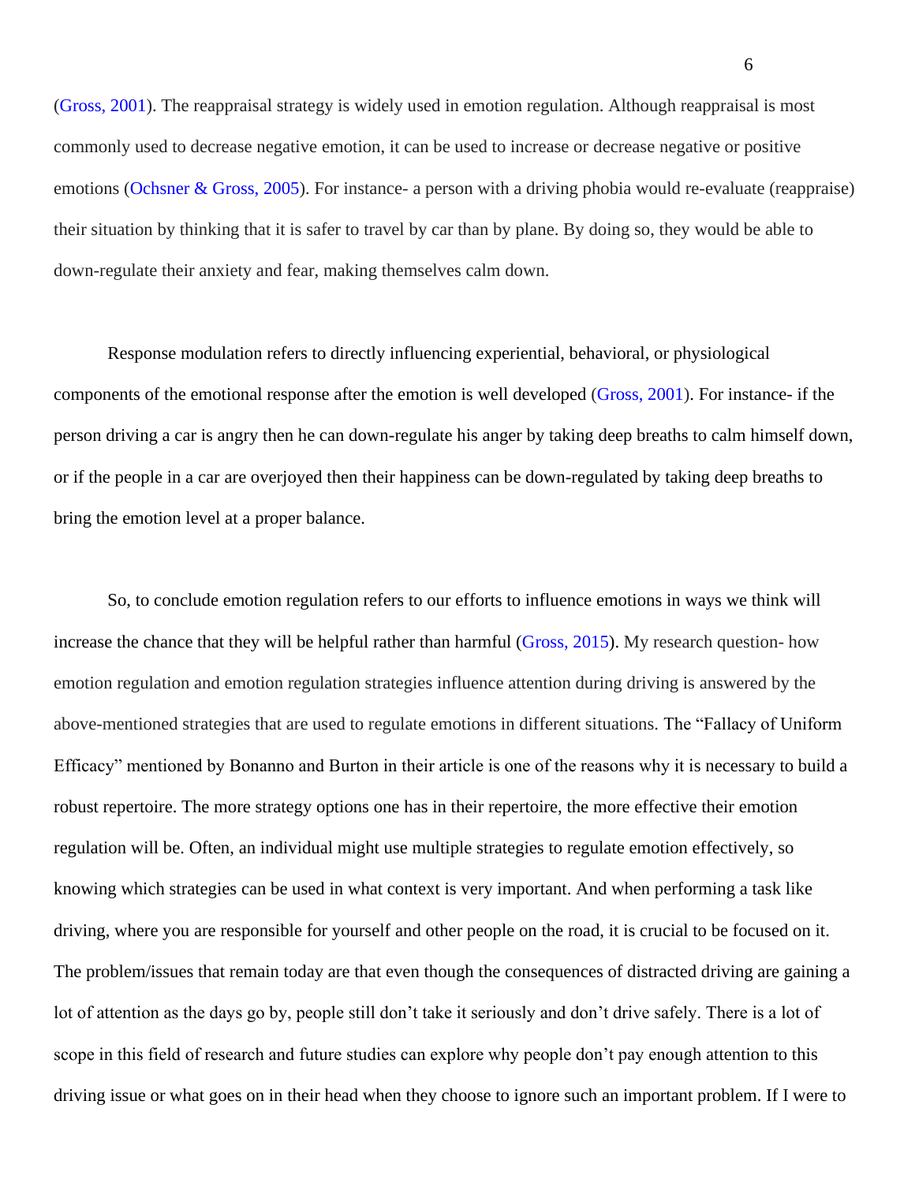(Gross, 2001). The reappraisal strategy is widely used in emotion regulation. Although reappraisal is most commonly used to decrease negative emotion, it can be used to increase or decrease negative or positive emotions (Ochsner & Gross, 2005). For instance- a person with a driving phobia would re-evaluate (reappraise) their situation by thinking that it is safer to travel by car than by plane. By doing so, they would be able to down-regulate their anxiety and fear, making themselves calm down.

Response modulation refers to directly influencing experiential, behavioral, or physiological components of the emotional response after the emotion is well developed (Gross, 2001). For instance- if the person driving a car is angry then he can down-regulate his anger by taking deep breaths to calm himself down, or if the people in a car are overjoyed then their happiness can be down-regulated by taking deep breaths to bring the emotion level at a proper balance.

So, to conclude emotion regulation refers to our efforts to influence emotions in ways we think will increase the chance that they will be helpful rather than harmful (Gross, 2015). My research question- how emotion regulation and emotion regulation strategies influence attention during driving is answered by the above-mentioned strategies that are used to regulate emotions in different situations. The "Fallacy of Uniform Efficacy" mentioned by Bonanno and Burton in their article is one of the reasons why it is necessary to build a robust repertoire. The more strategy options one has in their repertoire, the more effective their emotion regulation will be. Often, an individual might use multiple strategies to regulate emotion effectively, so knowing which strategies can be used in what context is very important. And when performing a task like driving, where you are responsible for yourself and other people on the road, it is crucial to be focused on it. The problem/issues that remain today are that even though the consequences of distracted driving are gaining a lot of attention as the days go by, people still don't take it seriously and don't drive safely. There is a lot of scope in this field of research and future studies can explore why people don't pay enough attention to this driving issue or what goes on in their head when they choose to ignore such an important problem. If I were to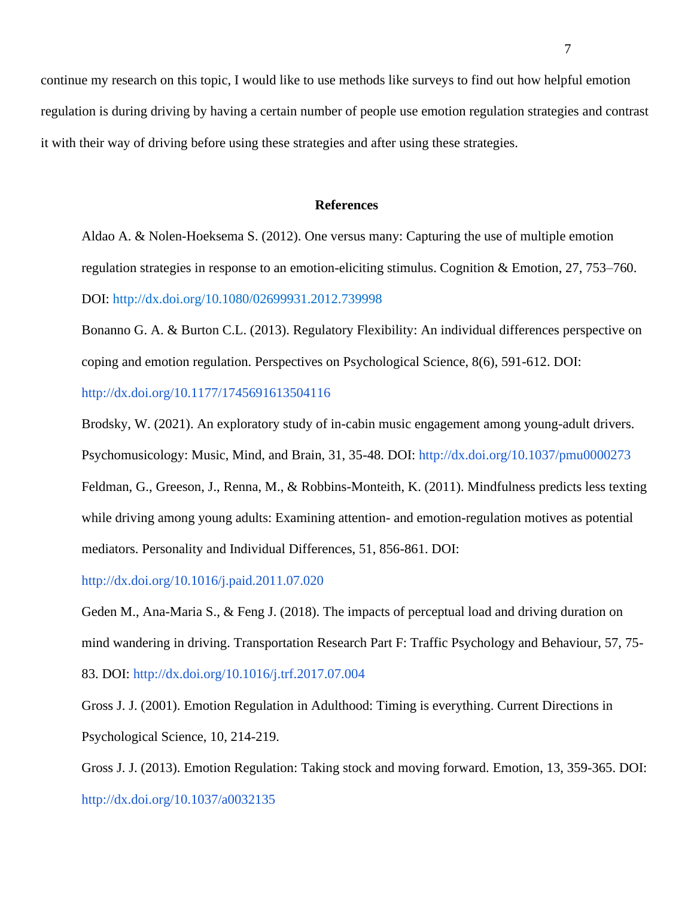continue my research on this topic, I would like to use methods like surveys to find out how helpful emotion regulation is during driving by having a certain number of people use emotion regulation strategies and contrast it with their way of driving before using these strategies and after using these strategies.

## References

Aldao A. & Nolen-Hoeksema S. (2012). One versus many: Capturing the use of multiple emotion regulation strategies in response to an emotion-eliciting stimulus. Cognition & Emotion, 27, 753–760. DOI: http://dx.doi.org/10.1080/02699931.2012.739998

Bonanno G. A. & Burton C.L. (2013). Regulatory Flexibility: An individual differences perspective on coping and emotion regulation. Perspectives on Psychological Science, 8(6), 591-612. DOI: http://dx.doi.org/10.1177/1745691613504116

Brodsky, W. (2021). An exploratory study of in-cabin music engagement among young-adult drivers. Psychomusicology: Music, Mind, and Brain, 31, 35-48. DOI: http://dx.doi.org/10.1037/pmu0000273

Feldman, G., Greeson, J., Renna, M., & Robbins-Monteith, K. (2011). Mindfulness predicts less texting while driving among young adults: Examining attention- and emotion-regulation motives as potential mediators. Personality and Individual Differences, 51, 856-861. DOI: http://dx.doi.org/10.1016/j.paid.2011.07.020

Geden M., Ana-Maria S., & Feng J. (2018). The impacts of perceptual load and driving duration on mind wandering in driving. Transportation Research Part F: Traffic Psychology and Behaviour, 57, 75-83. DOI: http://dx.doi.org/10.1016/j.trf.2017.07.004

Gross J. J. (2001). Emotion Regulation in Adulthood: Timing is everything. Current Directions in Psychological Science, 10, 214-219.

Gross J. J. (2013). Emotion Regulation: Taking stock and moving forward. Emotion, 13, 359-365. DOI: http://dx.doi.org/10.1037/a0032135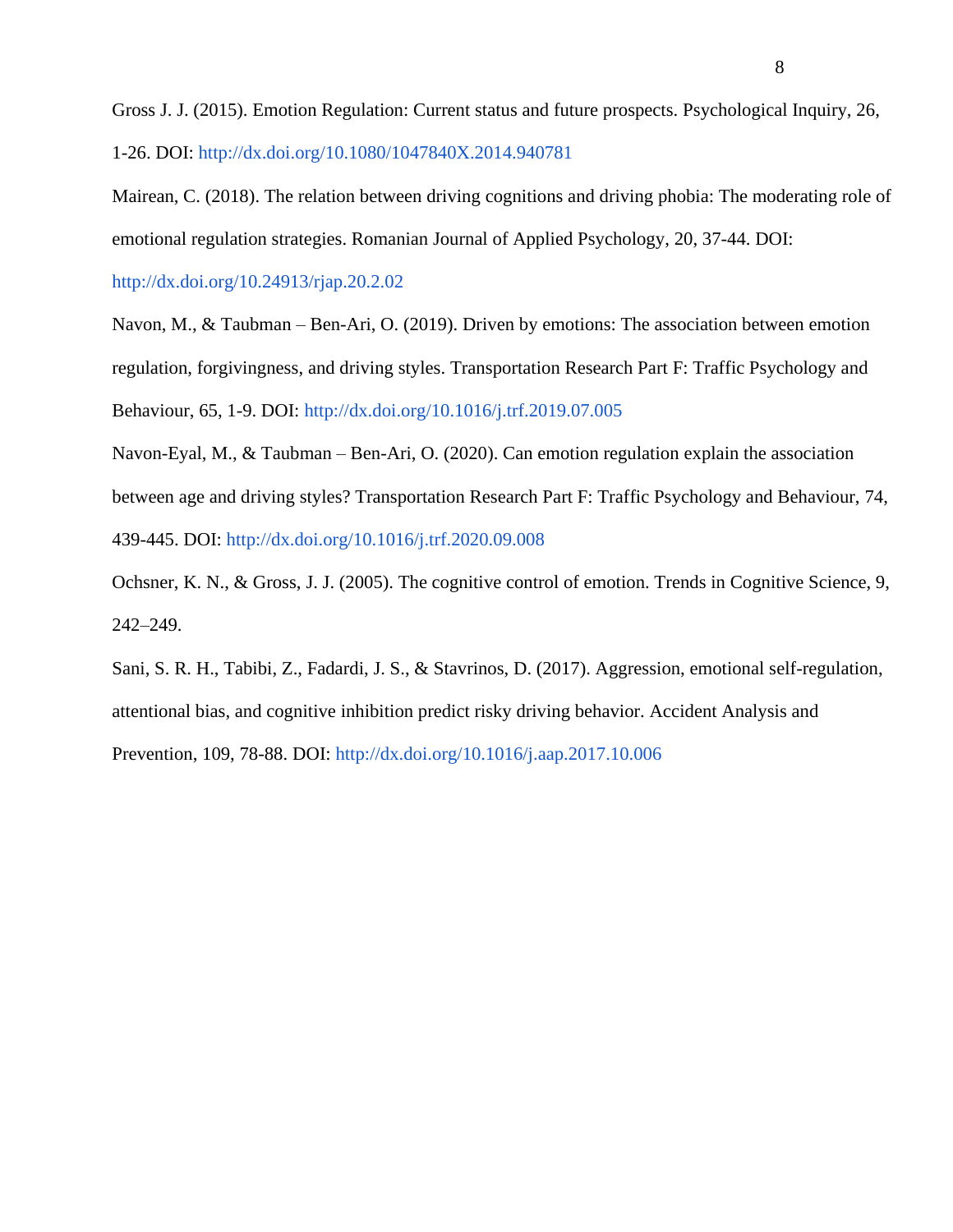Gross J. J. (2015). Emotion Regulation: Current status and future prospects. Psychological Inquiry, 26, 1-26. DOI: http://dx.doi.org/10.1080/1047840X.2014.940781

Mairean, C. (2018). The relation between driving cognitions and driving phobia: The moderating role of emotional regulation strategies. Romanian Journal of Applied Psychology, 20, 37-44. DOI: http://dx.doi.org/10.24913/rjap.20.2.02

Navon, M., & Taubman – Ben-Ari, O. (2019). Driven by emotions: The association between emotion regulation, forgivingness, and driving styles. Transportation Research Part F: Traffic Psychology and Behaviour, 65, 1-9. DOI: http://dx.doi.org/10.1016/j.trf.2019.07.005

Navon-Eyal, M., & Taubman – Ben-Ari, O. (2020). Can emotion regulation explain the association between age and driving styles? Transportation Research Part F: Traffic Psychology and Behaviour, 74, 439-445. DOI: http://dx.doi.org/10.1016/j.trf.2020.09.008

Ochsner, K. N., & Gross, J. J. (2005). The cognitive control of emotion. Trends in Cognitive Science, 9, 242–249.

Sani, S. R. H., Tabibi, Z., Fadardi, J. S., & Stavrinos, D. (2017). Aggression, emotional self-regulation, attentional bias, and cognitive inhibition predict risky driving behavior. Accident Analysis and Prevention, 109, 78-88. DOI: http://dx.doi.org/10.1016/j.aap.2017.10.006